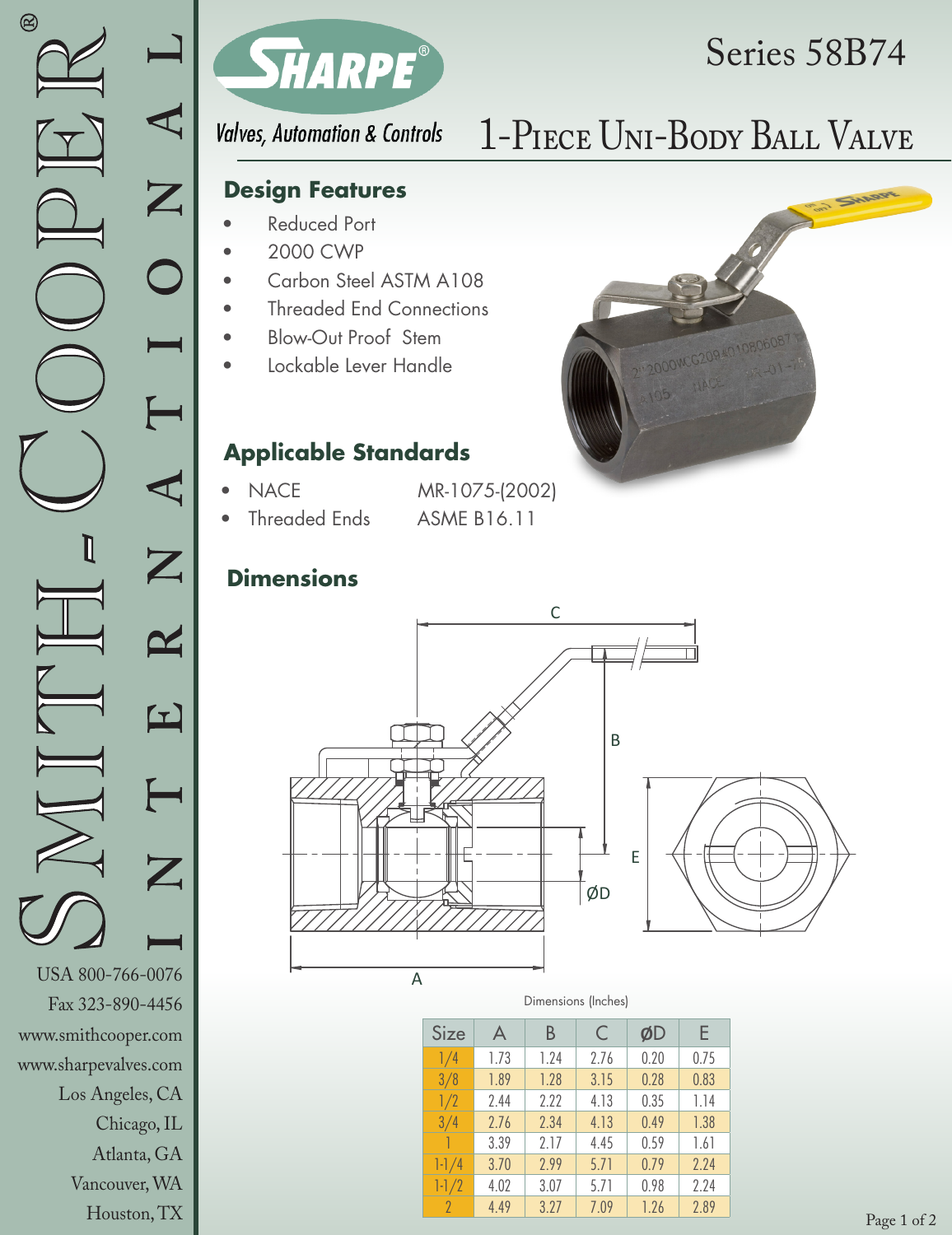# Series 58B74

## 1-Piece Uni-Body Ball Valve

SHARPE®

*Valves, Automation & Controls*

### Design Features

- Reduced Port
- 2000 CWP
- Carbon Steel ASTM A108
- Threaded End Connections
- Blow-Out Proof Stem
- Lockable Lever Handle

### Applicable Standards

- NACE MR-1075-(2002)
- Threaded Ends ASME B16.11

### Dimensions

Dimensions (Inches)

| Size | A | B | C | ØD | E |
|---|---|---|---|---|---|
| 1/4 | 1.73 | 1.24 | 2.76 | 0.20 | 0.75 |
| 3/8 | 1.89 | 1.28 | 3.15 | 0.28 | 0.83 |
| 1/2 | 2.44 | 2.22 | 4.13 | 0.35 | 1.14 |
| 3/4 | 2.76 | 2.34 | 4.13 | 0.49 | 1.38 |
| 1 | 3.39 | 2.17 | 4.45 | 0.59 | 1.61 |
| 1-1/4 | 3.70 | 2.99 | 5.71 | 0.79 | 2.24 |
| 1-1/2 | 4.02 | 3.07 | 5.71 | 0.98 | 2.24 |
| 2 | 4.49 | 3.27 | 7.09 | 1.26 | 2.89 |

SMITH-COOPER® INTERNATIONAL

USA 800-766-0076
Fax 323-890-4456
www.smithcooper.com
www.sharpevalves.com
Los Angeles, CA
Chicago, IL
Atlanta, GA
Vancouver, WA
Houston, TX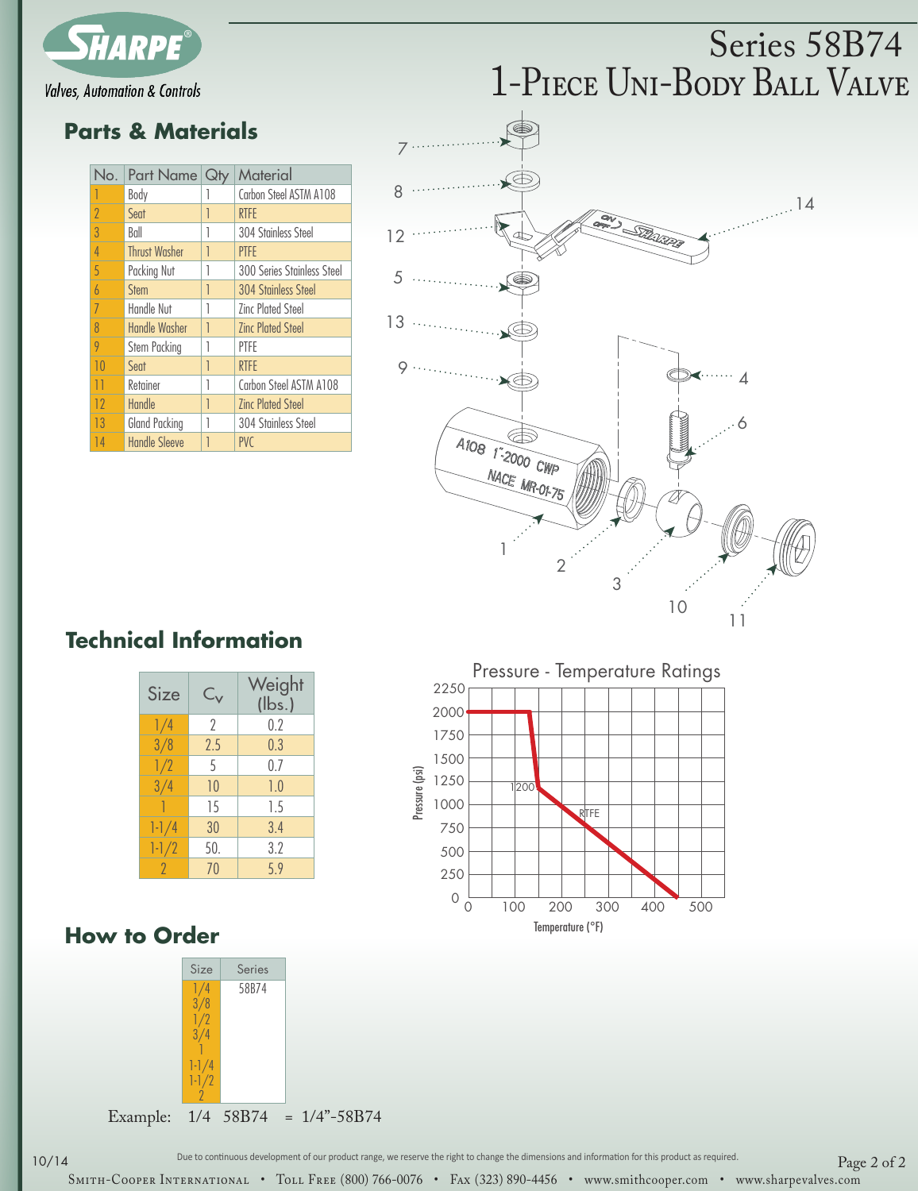# Series 58B74
# 1-Piece Uni-Body Ball Valve

SHARPE® Valves, Automation & Controls

## Parts & Materials

| No. | Part Name | Qty | Material |
|---|---|---|---|
| 1 | Body | 1 | Carbon Steel ASTM A108 |
| 2 | Seat | 1 | RTFE |
| 3 | Ball | 1 | 304 Stainless Steel |
| 4 | Thrust Washer | 1 | PTFE |
| 5 | Packing Nut | 1 | 300 Series Stainless Steel |
| 6 | Stem | 1 | 304 Stainless Steel |
| 7 | Handle Nut | 1 | Zinc Plated Steel |
| 8 | Handle Washer | 1 | Zinc Plated Steel |
| 9 | Stem Packing | 1 | PTFE |
| 10 | Seat | 1 | RTFE |
| 11 | Retainer | 1 | Carbon Steel ASTM A108 |
| 12 | Handle | 1 | Zinc Plated Steel |
| 13 | Gland Packing | 1 | 304 Stainless Steel |
| 14 | Handle Sleeve | 1 | PVC |

7 8 12 5 13 9 14 4 6 1 2 3 10 11

A108 1"-2000 CWP
NACE MR-01-75

ON OFF SHARPE

## Technical Information

| Size | $C_v$ | Weight (lbs.) |
|---|---|---|
| 1/4 | 2 | 0.2 |
| 3/8 | 2.5 | 0.3 |
| 1/2 | 5 | 0.7 |
| 3/4 | 10 | 1.0 |
| 1 | 15 | 1.5 |
| 1-1/4 | 30 | 3.4 |
| 1-1/2 | 50. | 3.2 |
| 2 | 70 | 5.9 |

Pressure - Temperature Ratings

Pressure (psi)

2250
2000
1750
1500
1250
1000
750
500
250
0

1200

RTFE

0 100 200 300 400 500

Temperature (°F)

## How to Order

| Size | Series |
|---|---|
| 1/4<br>3/8<br>1/2<br>3/4<br>1<br>1-1/4<br>1-1/2<br>2 | 58B74 |

Example: 1/4 58B74 = 1/4"-58B74

10/14

Due to continuous development of our product range, we reserve the right to change the dimensions and information for this product as required.

Smith-Cooper International • Toll Free (800) 766-0076 • Fax (323) 890-4456 • www.smithcooper.com • www.sharpevalves.com